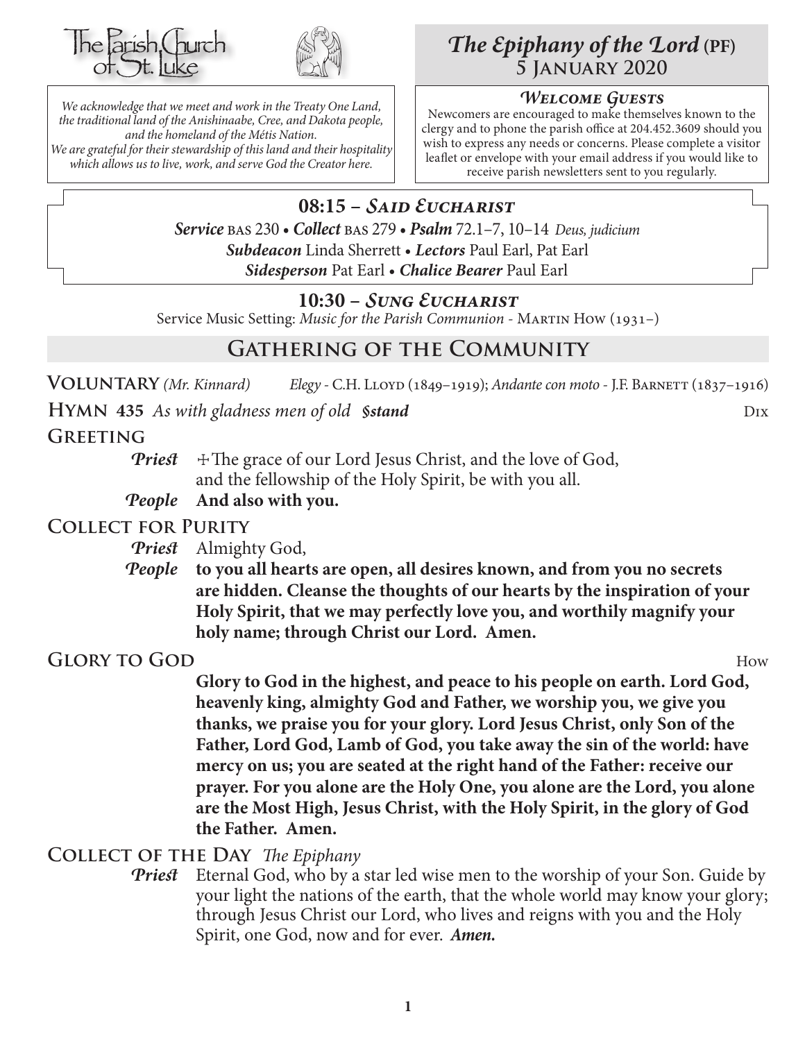The Parish Church of St. Luke

*We acknowledge that we meet and work in the Treaty One Land, the traditional land of the Anishinaabe, Cree, and Dakota people, and the homeland of the Métis Nation. We are grateful for their stewardship of this land and their hospitality which allows us to live, work, and serve God the Creator here.*

# *The Epiphany of the Lord* (PF)
## 5 January 2020

### *Welcome Guests*

Newcomers are encouraged to make themselves known to the clergy and to phone the parish office at 204.452.3609 should you wish to express any needs or concerns. Please complete a visitor leaflet or envelope with your email address if you would like to receive parish newsletters sent to you regularly.

### 08:15 – *Said Eucharist*

***Service*** BAS 230 • ***Collect*** BAS 279 • ***Psalm*** 72.1–7, 10–14 *Deus, judicium*
***Subdeacon*** Linda Sherrett • ***Lectors*** Paul Earl, Pat Earl
***Sidesperson*** Pat Earl • ***Chalice Bearer*** Paul Earl

### 10:30 – *Sung Eucharist*

Service Music Setting: *Music for the Parish Communion* - Martin How (1931–)

## Gathering of the Community

**Voluntary** *(Mr. Kinnard)* *Elegy* - C.H. Lloyd (1849–1919); *Andante con moto* - J.F. Barnett (1837–1916)

**Hymn 435** *As with gladness men of old* ***§stand*** Dix

**Greeting**

***Priest*** ☩The grace of our Lord Jesus Christ, and the love of God, and the fellowship of the Holy Spirit, be with you all.
***People*** **And also with you.**

**Collect for Purity**

***Priest*** Almighty God,
***People*** **to you all hearts are open, all desires known, and from you no secrets are hidden. Cleanse the thoughts of our hearts by the inspiration of your Holy Spirit, that we may perfectly love you, and worthily magnify your holy name; through Christ our Lord. Amen.**

**Glory to God** How

**Glory to God in the highest, and peace to his people on earth. Lord God, heavenly king, almighty God and Father, we worship you, we give you thanks, we praise you for your glory. Lord Jesus Christ, only Son of the Father, Lord God, Lamb of God, you take away the sin of the world: have mercy on us; you are seated at the right hand of the Father: receive our prayer. For you alone are the Holy One, you alone are the Lord, you alone are the Most High, Jesus Christ, with the Holy Spirit, in the glory of God the Father. Amen.**

**Collect of the Day** *The Epiphany*

***Priest*** Eternal God, who by a star led wise men to the worship of your Son. Guide by your light the nations of the earth, that the whole world may know your glory; through Jesus Christ our Lord, who lives and reigns with you and the Holy Spirit, one God, now and for ever. ***Amen.***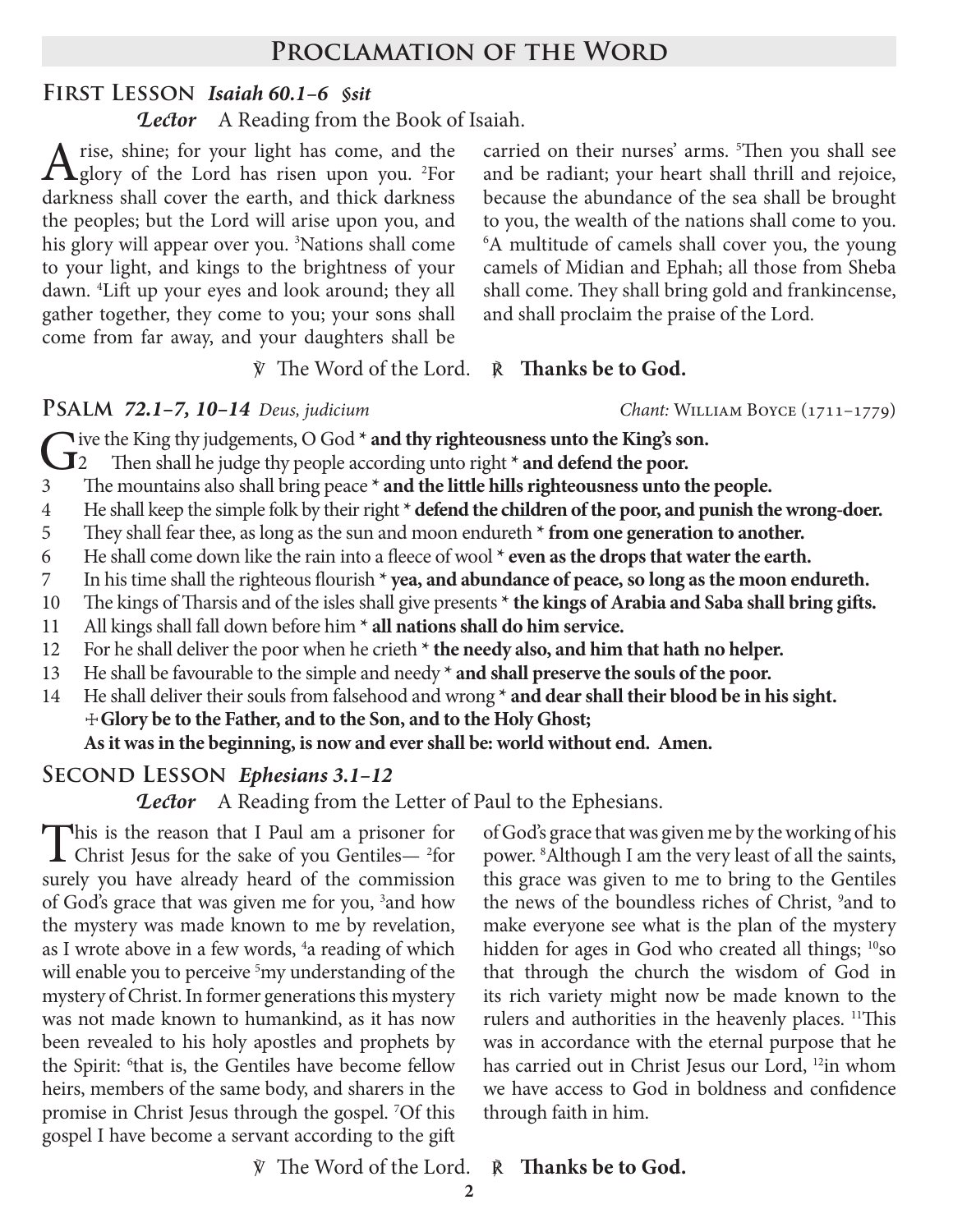## Proclamation of the Word

### First Lesson *Isaiah 60.1–6 §sit*

***Lector*** A Reading from the Book of Isaiah.

Arise, shine; for your light has come, and the glory of the Lord has risen upon you. [2]For darkness shall cover the earth, and thick darkness the peoples; but the Lord will arise upon you, and his glory will appear over you. [3]Nations shall come to your light, and kings to the brightness of your dawn. [4]Lift up your eyes and look around; they all gather together, they come to you; your sons shall come from far away, and your daughters shall be carried on their nurses' arms. [5]Then you shall see and be radiant; your heart shall thrill and rejoice, because the abundance of the sea shall be brought to you, the wealth of the nations shall come to you. [6]A multitude of camels shall cover you, the young camels of Midian and Ephah; all those from Sheba shall come. They shall bring gold and frankincense, and shall proclaim the praise of the Lord.

℣ The Word of the Lord. ℟ **Thanks be to God.**

### Psalm *72.1–7, 10–14* *Deus, judicium*

*Chant:* William Boyce (1711–1779)

Give the King thy judgements, O God * **and thy righteousness unto the King's son.**
2 Then shall he judge thy people according unto right * **and defend the poor.**
3 The mountains also shall bring peace * **and the little hills righteousness unto the people.**
4 He shall keep the simple folk by their right * **defend the children of the poor, and punish the wrong-doer.**
5 They shall fear thee, as long as the sun and moon endureth * **from one generation to another.**
6 He shall come down like the rain into a fleece of wool * **even as the drops that water the earth.**
7 In his time shall the righteous flourish * **yea, and abundance of peace, so long as the moon endureth.**
10 The kings of Tharsis and of the isles shall give presents * **the kings of Arabia and Saba shall bring gifts.**
11 All kings shall fall down before him * **all nations shall do him service.**
12 For he shall deliver the poor when he crieth * **the needy also, and him that hath no helper.**
13 He shall be favourable to the simple and needy * **and shall preserve the souls of the poor.**
14 He shall deliver their souls from falsehood and wrong * **and dear shall their blood be in his sight.**
✠ **Glory be to the Father, and to the Son, and to the Holy Ghost;**
**As it was in the beginning, is now and ever shall be: world without end. Amen.**

### Second Lesson *Ephesians 3.1–12*

***Lector*** A Reading from the Letter of Paul to the Ephesians.

This is the reason that I Paul am a prisoner for Christ Jesus for the sake of you Gentiles— [2]for surely you have already heard of the commission of God's grace that was given me for you, [3]and how the mystery was made known to me by revelation, as I wrote above in a few words, [4]a reading of which will enable you to perceive [5]my understanding of the mystery of Christ. In former generations this mystery was not made known to humankind, as it has now been revealed to his holy apostles and prophets by the Spirit: [6]that is, the Gentiles have become fellow heirs, members of the same body, and sharers in the promise in Christ Jesus through the gospel. [7]Of this gospel I have become a servant according to the gift of God's grace that was given me by the working of his power. [8]Although I am the very least of all the saints, this grace was given to me to bring to the Gentiles the news of the boundless riches of Christ, [9]and to make everyone see what is the plan of the mystery hidden for ages in God who created all things; [10]so that through the church the wisdom of God in its rich variety might now be made known to the rulers and authorities in the heavenly places. [11]This was in accordance with the eternal purpose that he has carried out in Christ Jesus our Lord, [12]in whom we have access to God in boldness and confidence through faith in him.

℣ The Word of the Lord. ℟ **Thanks be to God.**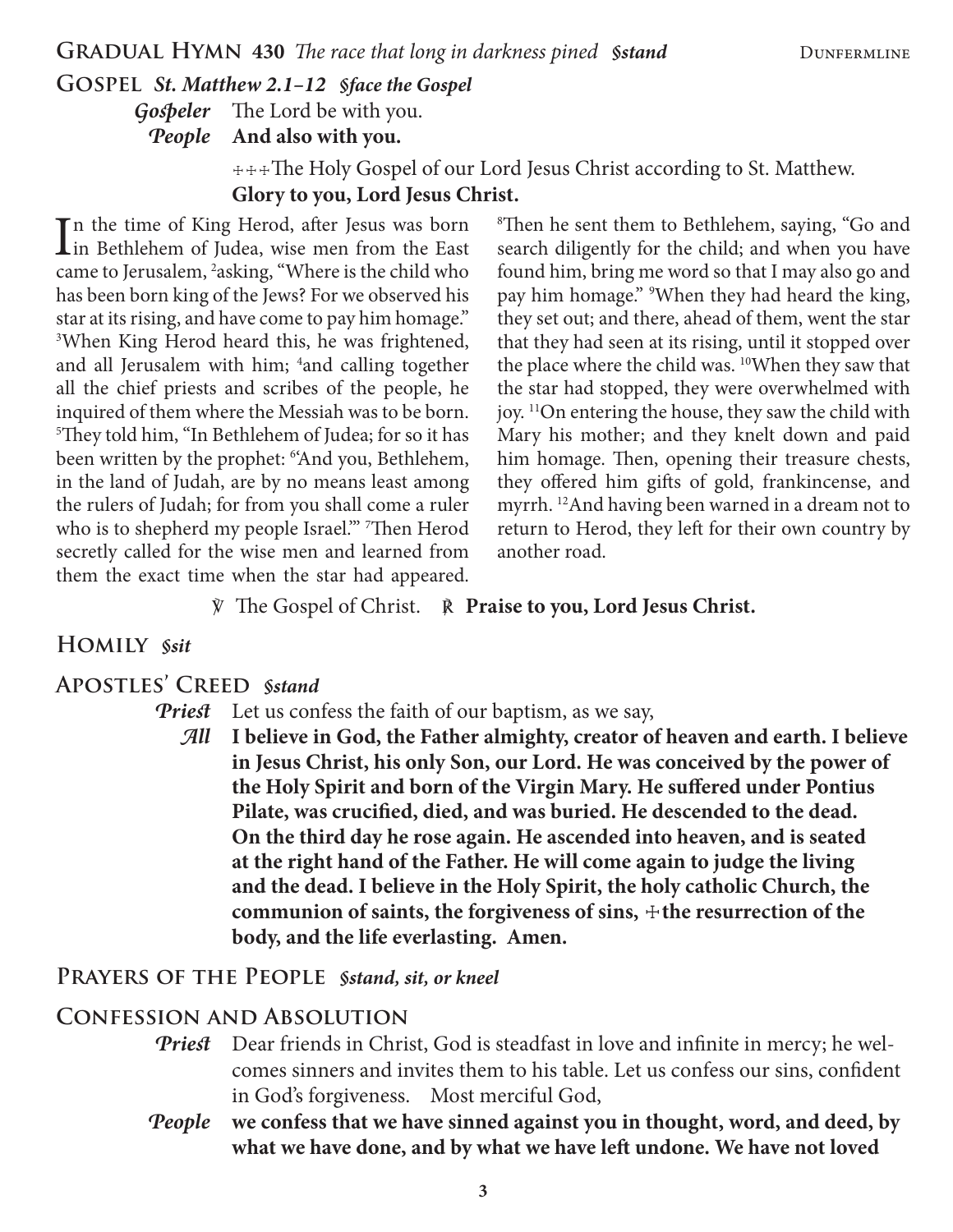## Gradual Hymn 430 *The race that long in darkness pined* *§stand* Dunfermline

## Gospel *St. Matthew 2.1–12* *§face the Gospel*

***Gospeler*** The Lord be with you.

***People*** **And also with you.**

+++The Holy Gospel of our Lord Jesus Christ according to St. Matthew.
**Glory to you, Lord Jesus Christ.**

In the time of King Herod, after Jesus was born in Bethlehem of Judea, wise men from the East came to Jerusalem, [2]asking, "Where is the child who has been born king of the Jews? For we observed his star at its rising, and have come to pay him homage." [3]When King Herod heard this, he was frightened, and all Jerusalem with him; [4]and calling together all the chief priests and scribes of the people, he inquired of them where the Messiah was to be born. [5]They told him, "In Bethlehem of Judea; for so it has been written by the prophet: [6]'And you, Bethlehem, in the land of Judah, are by no means least among the rulers of Judah; for from you shall come a ruler who is to shepherd my people Israel.'" [7]Then Herod secretly called for the wise men and learned from them the exact time when the star had appeared. [8]Then he sent them to Bethlehem, saying, "Go and search diligently for the child; and when you have found him, bring me word so that I may also go and pay him homage." [9]When they had heard the king, they set out; and there, ahead of them, went the star that they had seen at its rising, until it stopped over the place where the child was. [10]When they saw that the star had stopped, they were overwhelmed with joy. [11]On entering the house, they saw the child with Mary his mother; and they knelt down and paid him homage. Then, opening their treasure chests, they offered him gifts of gold, frankincense, and myrrh. [12]And having been warned in a dream not to return to Herod, they left for their own country by another road.

℣ The Gospel of Christ. ℟ **Praise to you, Lord Jesus Christ.**

## Homily *§sit*

## Apostles' Creed *§stand*

***Priest*** Let us confess the faith of our baptism, as we say,

***All*** **I believe in God, the Father almighty, creator of heaven and earth. I believe in Jesus Christ, his only Son, our Lord. He was conceived by the power of the Holy Spirit and born of the Virgin Mary. He suffered under Pontius Pilate, was crucified, died, and was buried. He descended to the dead. On the third day he rose again. He ascended into heaven, and is seated at the right hand of the Father. He will come again to judge the living and the dead. I believe in the Holy Spirit, the holy catholic Church, the communion of saints, the forgiveness of sins, +the resurrection of the body, and the life everlasting. Amen.**

## Prayers of the People *§stand, sit, or kneel*

## Confession and Absolution

***Priest*** Dear friends in Christ, God is steadfast in love and infinite in mercy; he welcomes sinners and invites them to his table. Let us confess our sins, confident in God's forgiveness. Most merciful God,

***People*** **we confess that we have sinned against you in thought, word, and deed, by what we have done, and by what we have left undone. We have not loved**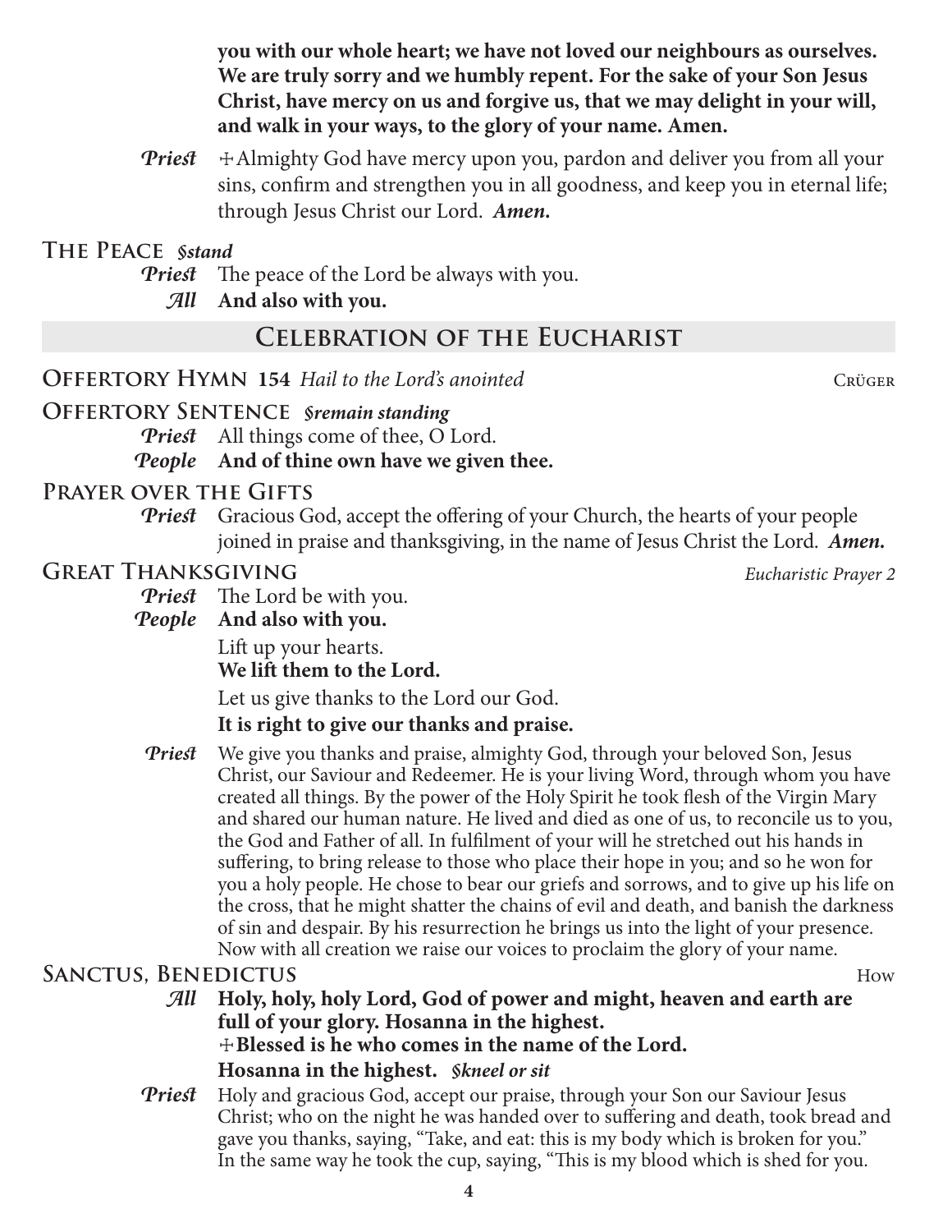**you with our whole heart; we have not loved our neighbours as ourselves. We are truly sorry and we humbly repent. For the sake of your Son Jesus Christ, have mercy on us and forgive us, that we may delight in your will, and walk in your ways, to the glory of your name. Amen.**

*Priest* ☩Almighty God have mercy upon you, pardon and deliver you from all your sins, confirm and strengthen you in all goodness, and keep you in eternal life; through Jesus Christ our Lord. ***Amen.***

### The Peace *§stand*

*Priest* The peace of the Lord be always with you.

*All* **And also with you.**

## Celebration of the Eucharist

### Offertory Hymn 154 *Hail to the Lord's anointed* — Crüger

### Offertory Sentence *§remain standing*

*Priest* All things come of thee, O Lord.

*People* **And of thine own have we given thee.**

### Prayer over the Gifts

*Priest* Gracious God, accept the offering of your Church, the hearts of your people joined in praise and thanksgiving, in the name of Jesus Christ the Lord. ***Amen.***

### Great Thanksgiving — *Eucharistic Prayer 2*

*Priest* The Lord be with you.

*People* **And also with you.**

Lift up your hearts.

**We lift them to the Lord.**

Let us give thanks to the Lord our God.

**It is right to give our thanks and praise.**

*Priest* We give you thanks and praise, almighty God, through your beloved Son, Jesus Christ, our Saviour and Redeemer. He is your living Word, through whom you have created all things. By the power of the Holy Spirit he took flesh of the Virgin Mary and shared our human nature. He lived and died as one of us, to reconcile us to you, the God and Father of all. In fulfilment of your will he stretched out his hands in suffering, to bring release to those who place their hope in you; and so he won for you a holy people. He chose to bear our griefs and sorrows, and to give up his life on the cross, that he might shatter the chains of evil and death, and banish the darkness of sin and despair. By his resurrection he brings us into the light of your presence. Now with all creation we raise our voices to proclaim the glory of your name.

### Sanctus, Benedictus — How

*All* **Holy, holy, holy Lord, God of power and might, heaven and earth are full of your glory. Hosanna in the highest.**
**☩Blessed is he who comes in the name of the Lord.**
**Hosanna in the highest.** *§kneel or sit*

*Priest* Holy and gracious God, accept our praise, through your Son our Saviour Jesus Christ; who on the night he was handed over to suffering and death, took bread and gave you thanks, saying, "Take, and eat: this is my body which is broken for you." In the same way he took the cup, saying, "This is my blood which is shed for you.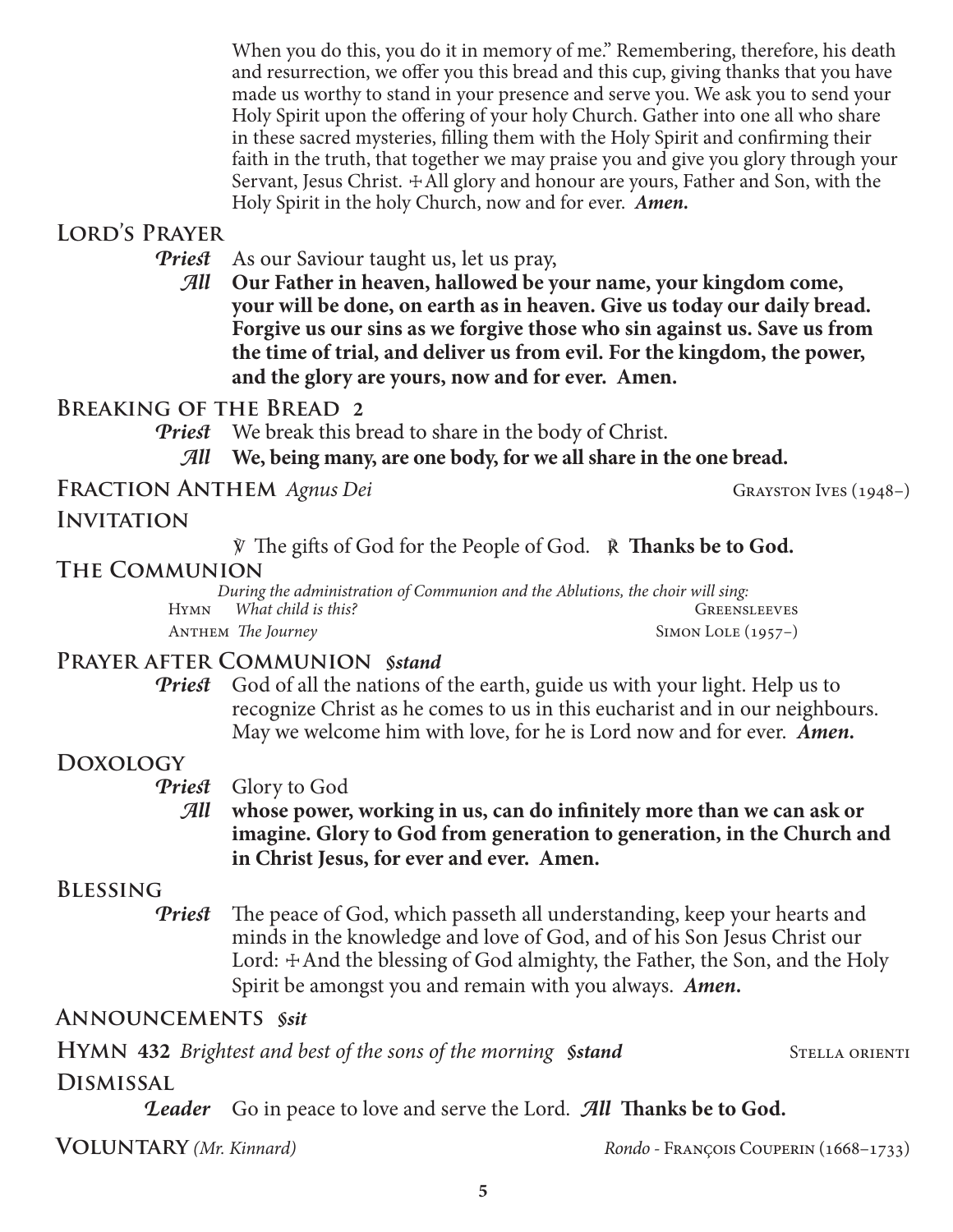When you do this, you do it in memory of me." Remembering, therefore, his death and resurrection, we offer you this bread and this cup, giving thanks that you have made us worthy to stand in your presence and serve you. We ask you to send your Holy Spirit upon the offering of your holy Church. Gather into one all who share in these sacred mysteries, filling them with the Holy Spirit and confirming their faith in the truth, that together we may praise you and give you glory through your Servant, Jesus Christ. ✠ All glory and honour are yours, Father and Son, with the Holy Spirit in the holy Church, now and for ever. ***Amen.***

## Lord's Prayer

*Priest* As our Saviour taught us, let us pray,

*All* **Our Father in heaven, hallowed be your name, your kingdom come, your will be done, on earth as in heaven. Give us today our daily bread. Forgive us our sins as we forgive those who sin against us. Save us from the time of trial, and deliver us from evil. For the kingdom, the power, and the glory are yours, now and for ever. Amen.**

## Breaking of the Bread 2

*Priest* We break this bread to share in the body of Christ.

*All* **We, being many, are one body, for we all share in the one bread.**

## Fraction Anthem *Agnus Dei*

Grayston Ives (1948–)

## Invitation

℣ The gifts of God for the People of God. ℟ **Thanks be to God.**

## The Communion

*During the administration of Communion and the Ablutions, the choir will sing:*

Hymn *What child is this?* — Greensleeves

Anthem *The Journey* — Simon Lole (1957–)

## Prayer after Communion *§stand*

*Priest* God of all the nations of the earth, guide us with your light. Help us to recognize Christ as he comes to us in this eucharist and in our neighbours. May we welcome him with love, for he is Lord now and for ever. ***Amen.***

## Doxology

*Priest* Glory to God

*All* **whose power, working in us, can do infinitely more than we can ask or imagine. Glory to God from generation to generation, in the Church and in Christ Jesus, for ever and ever. Amen.**

## Blessing

*Priest* The peace of God, which passeth all understanding, keep your hearts and minds in the knowledge and love of God, and of his Son Jesus Christ our Lord: ✠ And the blessing of God almighty, the Father, the Son, and the Holy Spirit be amongst you and remain with you always. ***Amen.***

## Announcements *§sit*

## Hymn 432 *Brightest and best of the sons of the morning* *§stand*

Stella orienti

## Dismissal

*Leader* Go in peace to love and serve the Lord. *All* **Thanks be to God.**

## Voluntary *(Mr. Kinnard)*

*Rondo* - François Couperin (1668–1733)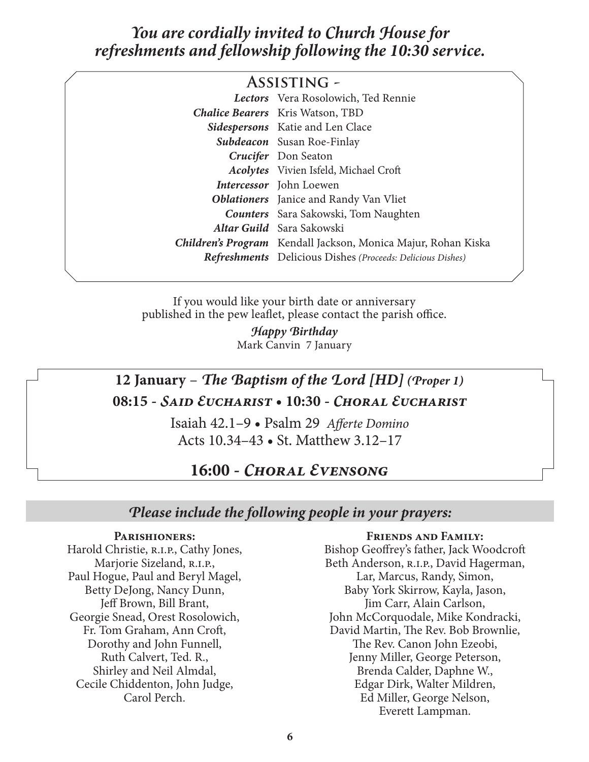*You are cordially invited to Church House for refreshments and fellowship following the 10:30 service.*

## Assisting -

| | |
|---|---|
| ***Lectors*** | Vera Rosolowich, Ted Rennie |
| ***Chalice Bearers*** | Kris Watson, TBD |
| ***Sidespersons*** | Katie and Len Clace |
| ***Subdeacon*** | Susan Roe-Finlay |
| ***Crucifer*** | Don Seaton |
| ***Acolytes*** | Vivien Isfeld, Michael Croft |
| ***Intercessor*** | John Loewen |
| ***Oblationers*** | Janice and Randy Van Vliet |
| ***Counters*** | Sara Sakowski, Tom Naughten |
| ***Altar Guild*** | Sara Sakowski |
| ***Children's Program*** | Kendall Jackson, Monica Majur, Rohan Kiska |
| ***Refreshments*** | Delicious Dishes *(Proceeds: Delicious Dishes)* |

If you would like your birth date or anniversary published in the pew leaflet, please contact the parish office.

***Happy Birthday***
Mark Canvin 7 January

## 12 January – *The Baptism of the Lord [HD] (Proper 1)*

**08:15 - *Said Eucharist* • 10:30 - *Choral Eucharist***

Isaiah 42.1–9 • Psalm 29 *Afferte Domino*
Acts 10.34–43 • St. Matthew 3.12–17

**16:00 - *Choral Evensong***

## *Please include the following people in your prayers:*

**Parishioners:**
Harold Christie, R.I.P., Cathy Jones, Marjorie Sizeland, R.I.P., Paul Hogue, Paul and Beryl Magel, Betty DeJong, Nancy Dunn, Jeff Brown, Bill Brant, Georgie Snead, Orest Rosolowich, Fr. Tom Graham, Ann Croft, Dorothy and John Funnell, Ruth Calvert, Ted. R., Shirley and Neil Almdal, Cecile Chiddenton, John Judge, Carol Perch.

**Friends and Family:**
Bishop Geoffrey's father, Jack Woodcroft
Beth Anderson, R.I.P., David Hagerman, Lar, Marcus, Randy, Simon, Baby York Skirrow, Kayla, Jason, Jim Carr, Alain Carlson, John McCorquodale, Mike Kondracki, David Martin, The Rev. Bob Brownlie, The Rev. Canon John Ezeobi, Jenny Miller, George Peterson, Brenda Calder, Daphne W., Edgar Dirk, Walter Mildren, Ed Miller, George Nelson, Everett Lampman.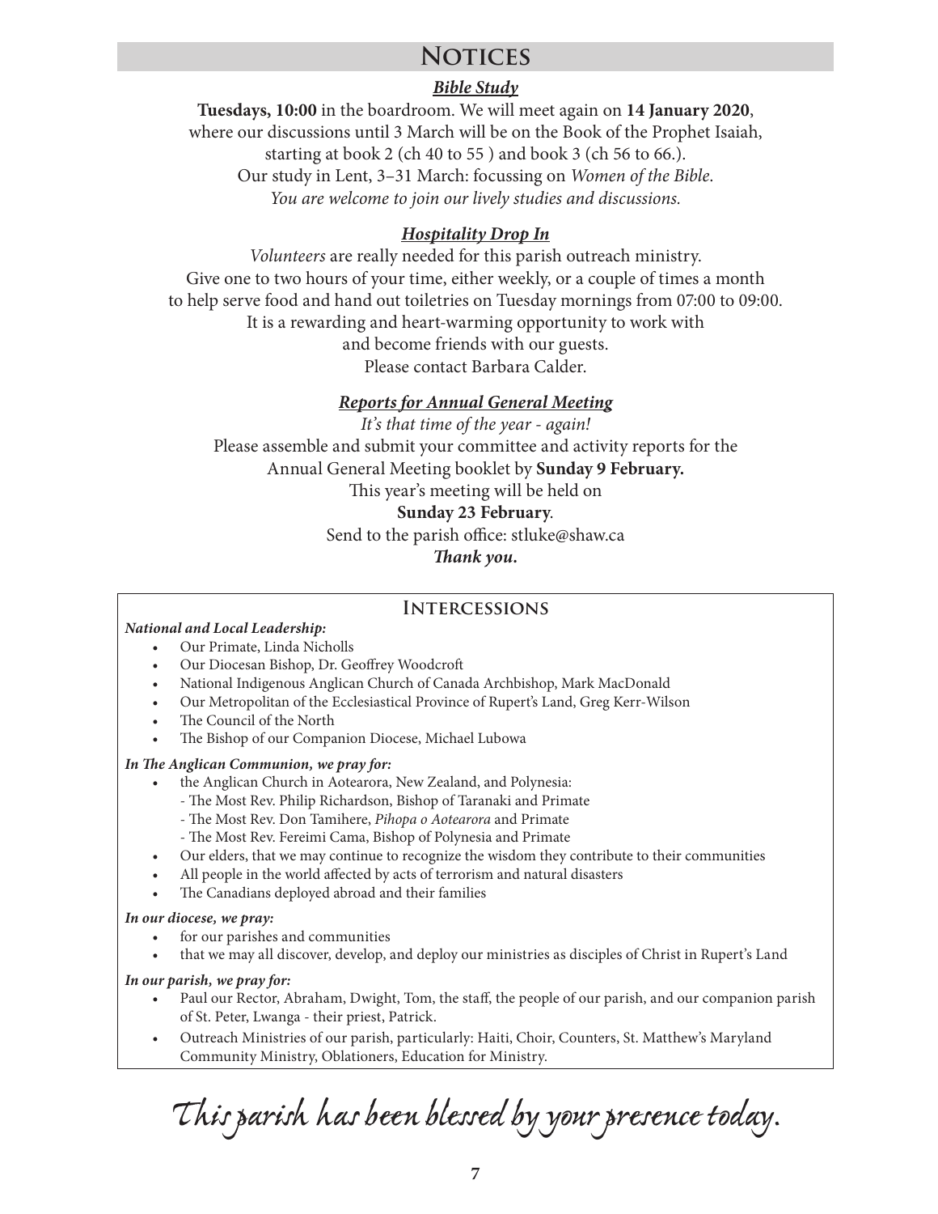# Notices

***Bible Study***

**Tuesdays, 10:00** in the boardroom. We will meet again on **14 January 2020**, where our discussions until 3 March will be on the Book of the Prophet Isaiah, starting at book 2 (ch 40 to 55 ) and book 3 (ch 56 to 66.).
Our study in Lent, 3–31 March: focussing on *Women of the Bible*.
*You are welcome to join our lively studies and discussions.*

***Hospitality Drop In***

*Volunteers* are really needed for this parish outreach ministry.
Give one to two hours of your time, either weekly, or a couple of times a month to help serve food and hand out toiletries on Tuesday mornings from 07:00 to 09:00.
It is a rewarding and heart-warming opportunity to work with and become friends with our guests.
Please contact Barbara Calder.

***Reports for Annual General Meeting***

*It's that time of the year - again!*
Please assemble and submit your committee and activity reports for the Annual General Meeting booklet by **Sunday 9 February.**
This year's meeting will be held on
**Sunday 23 February**.
Send to the parish office: stluke@shaw.ca
***Thank you.***

## Intercessions

***National and Local Leadership:***

- Our Primate, Linda Nicholls
- Our Diocesan Bishop, Dr. Geoffrey Woodcroft
- National Indigenous Anglican Church of Canada Archbishop, Mark MacDonald
- Our Metropolitan of the Ecclesiastical Province of Rupert's Land, Greg Kerr-Wilson
- The Council of the North
- The Bishop of our Companion Diocese, Michael Lubowa

***In The Anglican Communion, we pray for:***

- the Anglican Church in Aotearora, New Zealand, and Polynesia:
  - The Most Rev. Philip Richardson, Bishop of Taranaki and Primate
  - The Most Rev. Don Tamihere, *Pihopa o Aotearora* and Primate
  - The Most Rev. Fereimi Cama, Bishop of Polynesia and Primate
- Our elders, that we may continue to recognize the wisdom they contribute to their communities
- All people in the world affected by acts of terrorism and natural disasters
- The Canadians deployed abroad and their families

***In our diocese, we pray:***

- for our parishes and communities
- that we may all discover, develop, and deploy our ministries as disciples of Christ in Rupert's Land

***In our parish, we pray for:***

- Paul our Rector, Abraham, Dwight, Tom, the staff, the people of our parish, and our companion parish of St. Peter, Lwanga - their priest, Patrick.
- Outreach Ministries of our parish, particularly: Haiti, Choir, Counters, St. Matthew's Maryland Community Ministry, Oblationers, Education for Ministry.

*This parish has been blessed by your presence today.*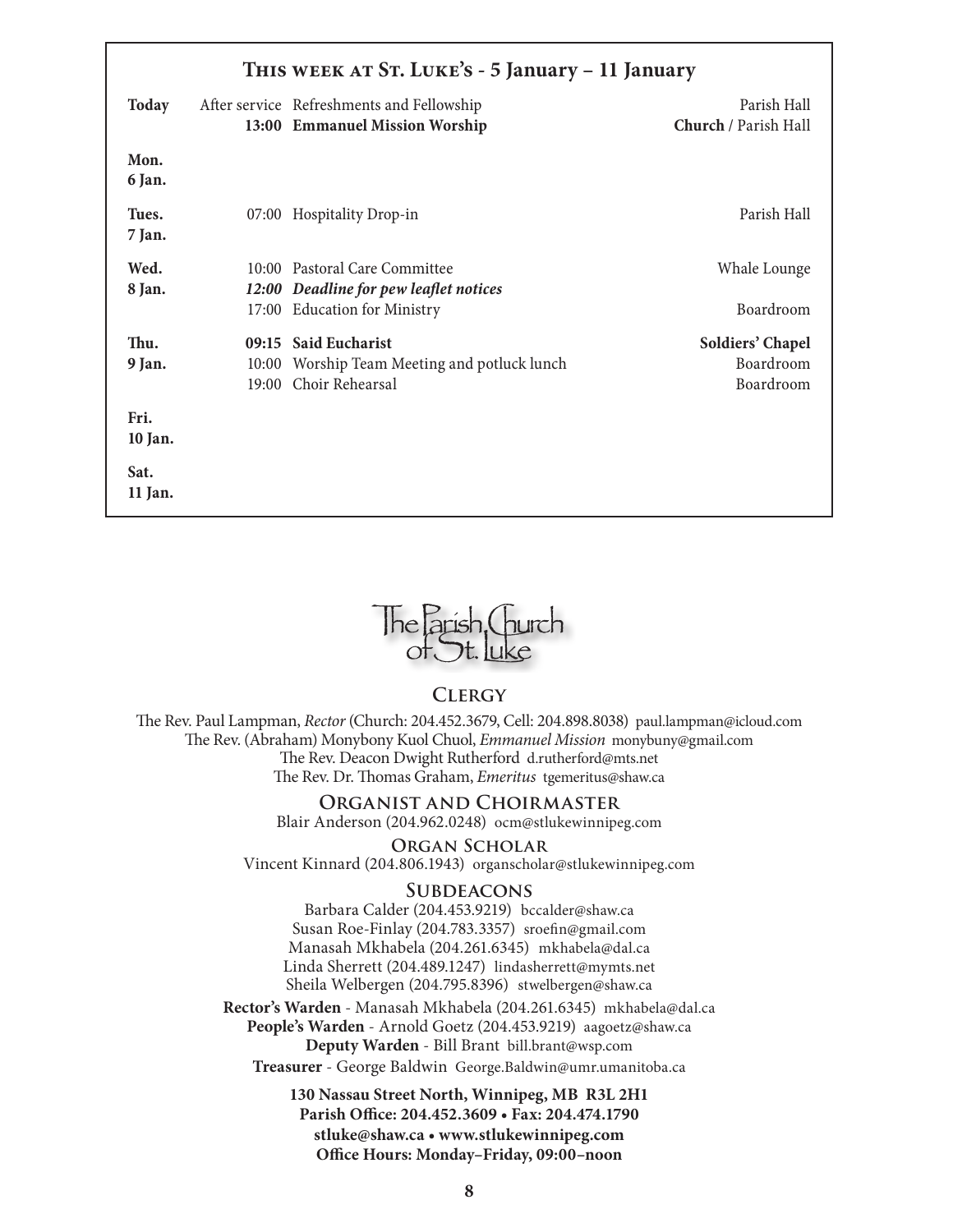## This week at St. Luke's - 5 January – 11 January

| | | | |
|---|---|---|---|
| **Today** | After service | Refreshments and Fellowship | Parish Hall |
| | **13:00** | **Emmanuel Mission Worship** | **Church** / Parish Hall |
| **Mon. 6 Jan.** | | | |
| **Tues. 7 Jan.** | 07:00 | Hospitality Drop-in | Parish Hall |
| **Wed. 8 Jan.** | 10:00 | Pastoral Care Committee | Whale Lounge |
| | ***12:00*** | ***Deadline for pew leaflet notices*** | |
| | 17:00 | Education for Ministry | Boardroom |
| **Thu. 9 Jan.** | **09:15** | **Said Eucharist** | **Soldiers' Chapel** |
| | 10:00 | Worship Team Meeting and potluck lunch | Boardroom |
| | 19:00 | Choir Rehearsal | Boardroom |
| **Fri. 10 Jan.** | | | |
| **Sat. 11 Jan.** | | | |

The Parish Church of St. Luke

### Clergy

The Rev. Paul Lampman, *Rector* (Church: 204.452.3679, Cell: 204.898.8038) paul.lampman@icloud.com
The Rev. (Abraham) Monybony Kuol Chuol, *Emmanuel Mission* monybuny@gmail.com
The Rev. Deacon Dwight Rutherford d.rutherford@mts.net
The Rev. Dr. Thomas Graham, *Emeritus* tgemeritus@shaw.ca

### Organist and Choirmaster

Blair Anderson (204.962.0248) ocm@stlukewinnipeg.com

### Organ Scholar

Vincent Kinnard (204.806.1943) organscholar@stlukewinnipeg.com

### Subdeacons

Barbara Calder (204.453.9219) bccalder@shaw.ca
Susan Roe-Finlay (204.783.3357) sroefin@gmail.com
Manasah Mkhabela (204.261.6345) mkhabela@dal.ca
Linda Sherrett (204.489.1247) lindasherrett@mymts.net
Sheila Welbergen (204.795.8396) stwelbergen@shaw.ca

**Rector's Warden** - Manasah Mkhabela (204.261.6345) mkhabela@dal.ca
**People's Warden** - Arnold Goetz (204.453.9219) aagoetz@shaw.ca
**Deputy Warden** - Bill Brant bill.brant@wsp.com
**Treasurer** - George Baldwin George.Baldwin@umr.umanitoba.ca

**130 Nassau Street North, Winnipeg, MB R3L 2H1**
**Parish Office: 204.452.3609 • Fax: 204.474.1790**
**stluke@shaw.ca • www.stlukewinnipeg.com**
**Office Hours: Monday–Friday, 09:00–noon**